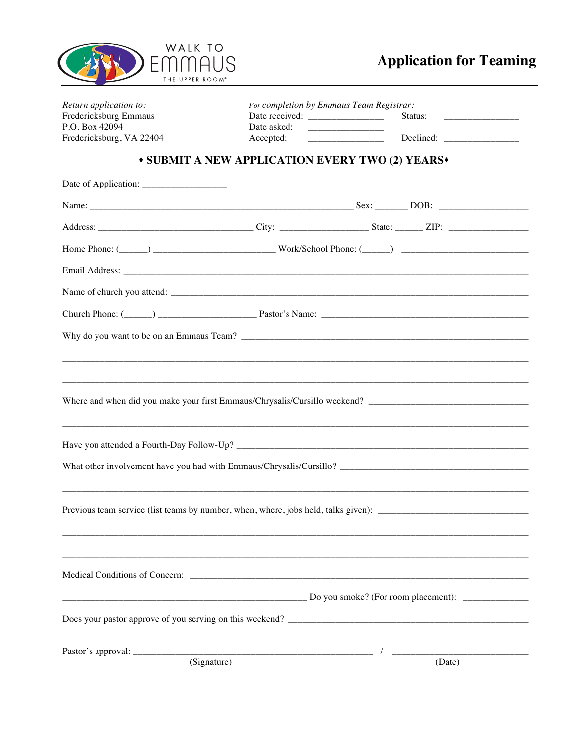WALK TO EMMAUS

THE UPPER ROOM®

# Application for Teaming

*Return application to:*
Fredericksburg Emmaus
P.O. Box 42094
Fredericksburg, VA 22404

*For completion by Emmaus Team Registrar:*
Date received: _______________ Status: _______________
Date asked: _______________
Accepted: _______________ Declined: _______________

**♦ SUBMIT A NEW APPLICATION EVERY TWO (2) YEARS♦**

Date of Application: _________________

Name: _____________________________________________________ Sex: _______ DOB: ___________________

Address: ________________________________ City: __________________ State: ______ ZIP: ________________

Home Phone: (______) _________________________ Work/School Phone: (______) __________________________

Email Address: ________________________________________________________________________________

Name of church you attend: ______________________________________________________________________

Church Phone: (______) ____________________ Pastor's Name: __________________________________________

Why do you want to be on an Emmaus Team? ______________________________________________________________

______________________________________________________________________________________________

______________________________________________________________________________________________

Where and when did you make your first Emmaus/Chrysalis/Cursillo weekend? ________________________________

______________________________________________________________________________________________

Have you attended a Fourth-Day Follow-Up? _______________________________________________________________

What other involvement have you had with Emmaus/Chrysalis/Cursillo? _________________________________________

______________________________________________________________________________________________

Previous team service (list teams by number, when, where, jobs held, talks given): ______________________________

______________________________________________________________________________________________

______________________________________________________________________________________________

Medical Conditions of Concern: _____________________________________________________________________

__________________________________________________ Do you smoke? (For room placement): ______________

Does your pastor approve of you serving on this weekend? ___________________________________________________

Pastor's approval: ________________________________________________ / ____________________________
(Signature) (Date)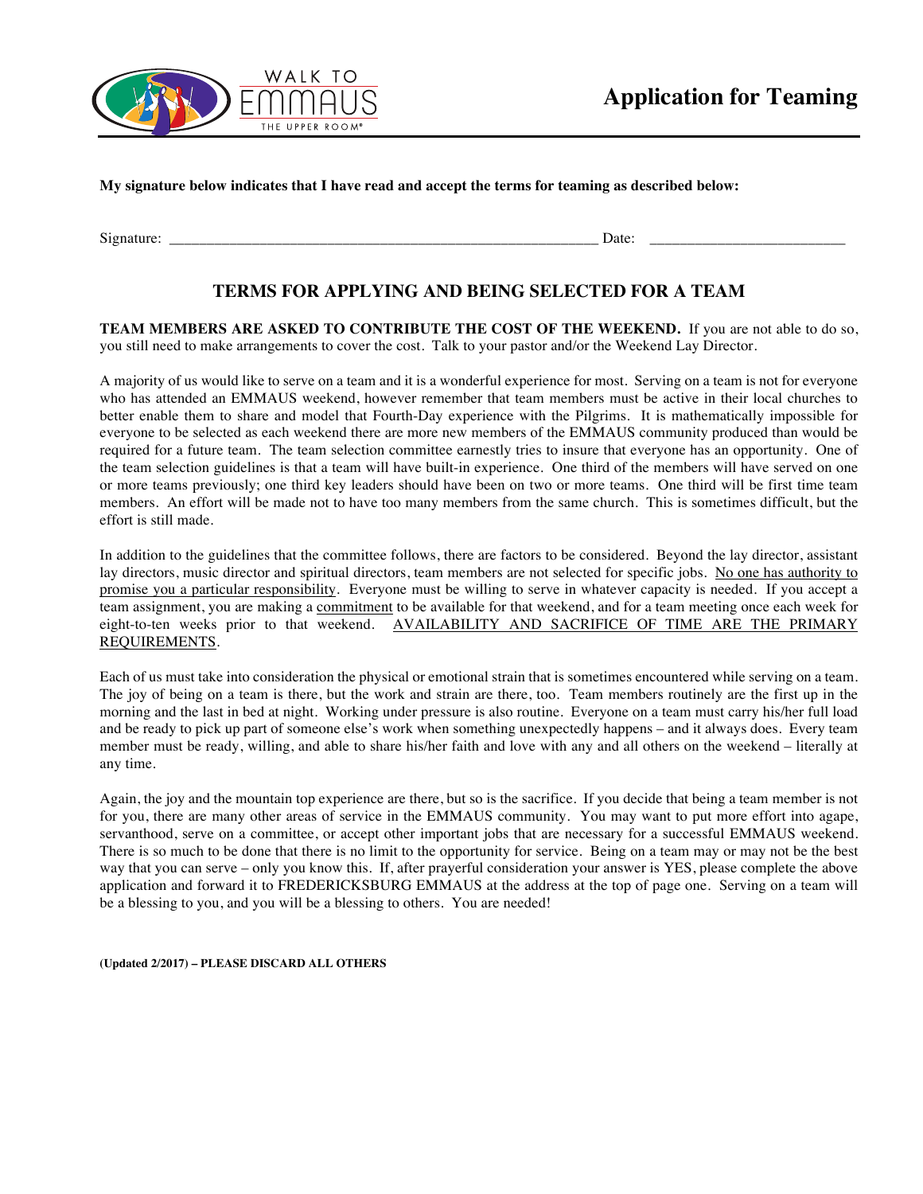WALK TO EMMAUS

THE UPPER ROOM®

# Application for Teaming

**My signature below indicates that I have read and accept the terms for teaming as described below:**

Signature: ___________________________________________________________ Date: ___________________________

## TERMS FOR APPLYING AND BEING SELECTED FOR A TEAM

**TEAM MEMBERS ARE ASKED TO CONTRIBUTE THE COST OF THE WEEKEND.** If you are not able to do so, you still need to make arrangements to cover the cost. Talk to your pastor and/or the Weekend Lay Director.

A majority of us would like to serve on a team and it is a wonderful experience for most. Serving on a team is not for everyone who has attended an EMMAUS weekend, however remember that team members must be active in their local churches to better enable them to share and model that Fourth-Day experience with the Pilgrims. It is mathematically impossible for everyone to be selected as each weekend there are more new members of the EMMAUS community produced than would be required for a future team. The team selection committee earnestly tries to insure that everyone has an opportunity. One of the team selection guidelines is that a team will have built-in experience. One third of the members will have served on one or more teams previously; one third key leaders should have been on two or more teams. One third will be first time team members. An effort will be made not to have too many members from the same church. This is sometimes difficult, but the effort is still made.

In addition to the guidelines that the committee follows, there are factors to be considered. Beyond the lay director, assistant lay directors, music director and spiritual directors, team members are not selected for specific jobs. <u>No one has authority to promise you a particular responsibility</u>. Everyone must be willing to serve in whatever capacity is needed. If you accept a team assignment, you are making a <u>commitment</u> to be available for that weekend, and for a team meeting once each week for eight-to-ten weeks prior to that weekend. <u>AVAILABILITY AND SACRIFICE OF TIME ARE THE PRIMARY REQUIREMENTS</u>.

Each of us must take into consideration the physical or emotional strain that is sometimes encountered while serving on a team. The joy of being on a team is there, but the work and strain are there, too. Team members routinely are the first up in the morning and the last in bed at night. Working under pressure is also routine. Everyone on a team must carry his/her full load and be ready to pick up part of someone else's work when something unexpectedly happens – and it always does. Every team member must be ready, willing, and able to share his/her faith and love with any and all others on the weekend – literally at any time.

Again, the joy and the mountain top experience are there, but so is the sacrifice. If you decide that being a team member is not for you, there are many other areas of service in the EMMAUS community. You may want to put more effort into agape, servanthood, serve on a committee, or accept other important jobs that are necessary for a successful EMMAUS weekend. There is so much to be done that there is no limit to the opportunity for service. Being on a team may or may not be the best way that you can serve – only you know this. If, after prayerful consideration your answer is YES, please complete the above application and forward it to FREDERICKSBURG EMMAUS at the address at the top of page one. Serving on a team will be a blessing to you, and you will be a blessing to others. You are needed!

**(Updated 2/2017) – PLEASE DISCARD ALL OTHERS**